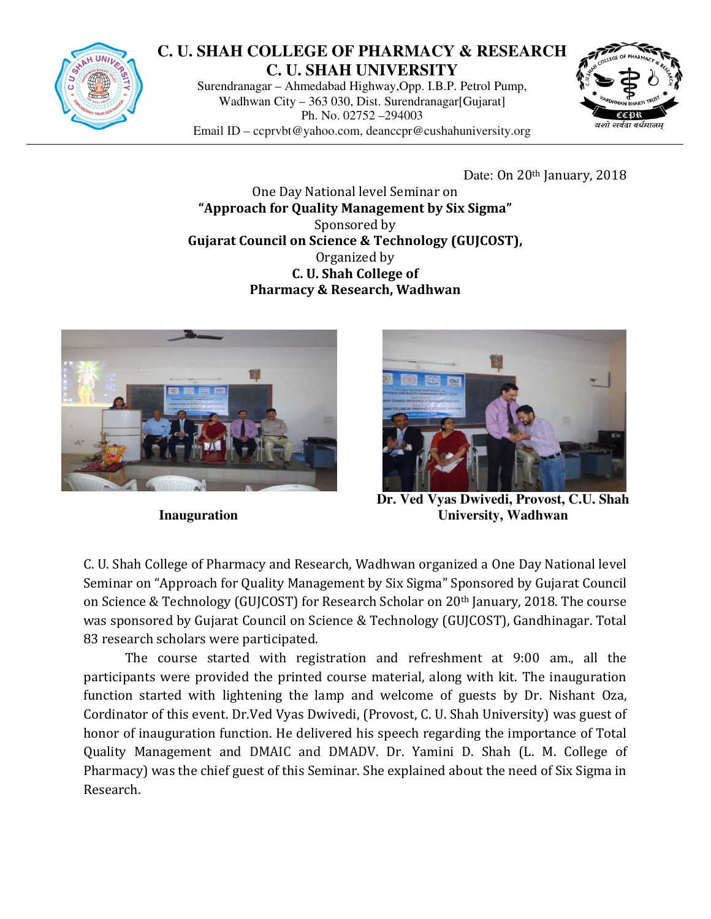# C. U. SHAH COLLEGE OF PHARMACY & RESEARCH
## C. U. SHAH UNIVERSITY

Surendranagar – Ahmedabad Highway,Opp. I.B.P. Petrol Pump,
Wadhwan City – 363 030, Dist. Surendranagar[Gujarat]
Ph. No. 02752 –294003
Email ID – ccprvbt@yahoo.com, deanccpr@cushahuniversity.org

Date: On 20th January, 2018

One Day National level Seminar on
**"Approach for Quality Management by Six Sigma"**
Sponsored by
**Gujarat Council on Science & Technology (GUJCOST),**
Organized by
**C. U. Shah College of Pharmacy & Research, Wadhwan**

**Inauguration**

**Dr. Ved Vyas Dwivedi, Provost, C.U. Shah University, Wadhwan**

C. U. Shah College of Pharmacy and Research, Wadhwan organized a One Day National level Seminar on "Approach for Quality Management by Six Sigma" Sponsored by Gujarat Council on Science & Technology (GUJCOST) for Research Scholar on 20th January, 2018. The course was sponsored by Gujarat Council on Science & Technology (GUJCOST), Gandhinagar. Total 83 research scholars were participated.

The course started with registration and refreshment at 9:00 am., all the participants were provided the printed course material, along with kit. The inauguration function started with lightening the lamp and welcome of guests by Dr. Nishant Oza, Cordinator of this event. Dr.Ved Vyas Dwivedi, (Provost, C. U. Shah University) was guest of honor of inauguration function. He delivered his speech regarding the importance of Total Quality Management and DMAIC and DMADV. Dr. Yamini D. Shah (L. M. College of Pharmacy) was the chief guest of this Seminar. She explained about the need of Six Sigma in Research.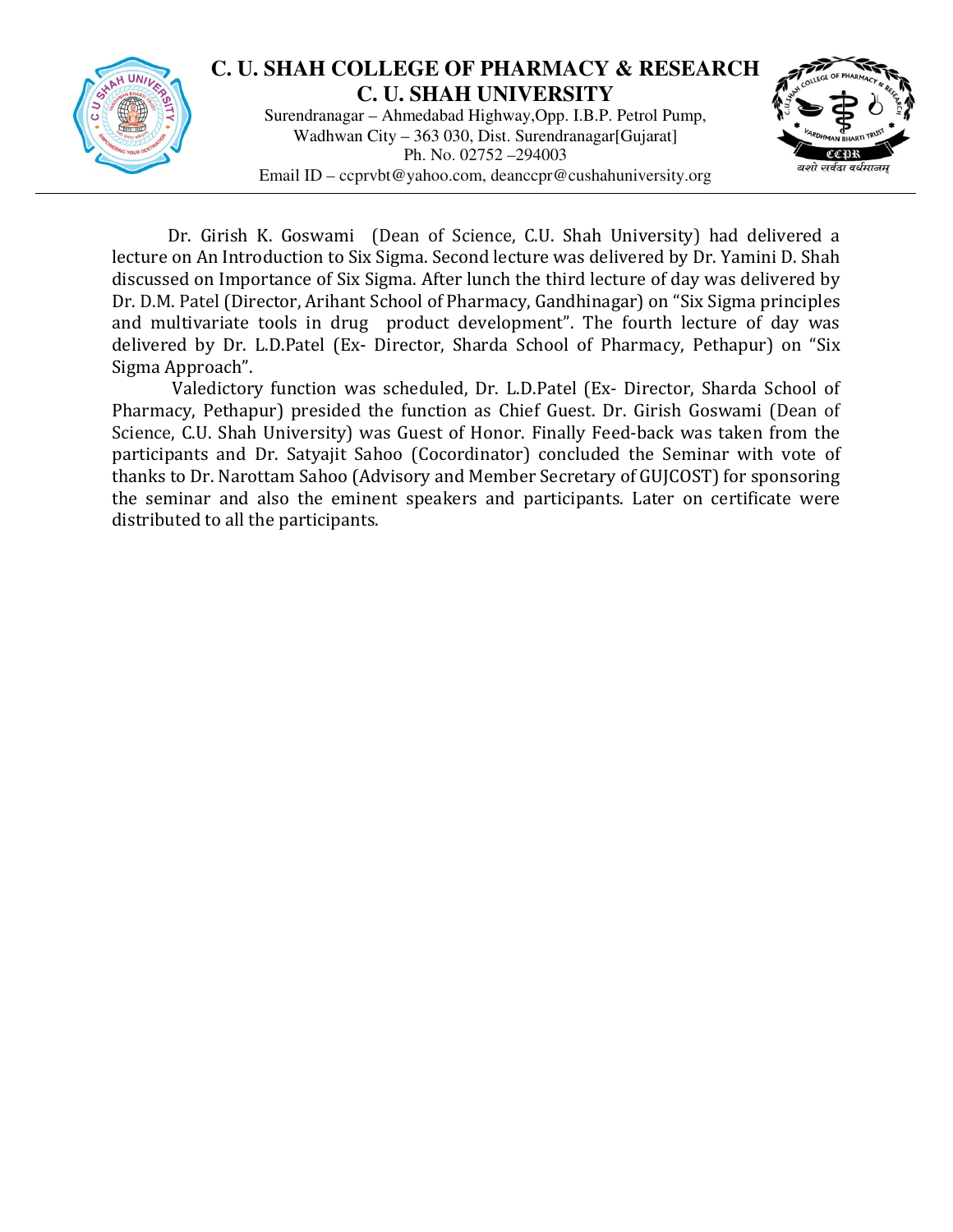Dr. Girish K. Goswami (Dean of Science, C.U. Shah University) had delivered a lecture on An Introduction to Six Sigma. Second lecture was delivered by Dr. Yamini D. Shah discussed on Importance of Six Sigma. After lunch the third lecture of day was delivered by Dr. D.M. Patel (Director, Arihant School of Pharmacy, Gandhinagar) on "Six Sigma principles and multivariate tools in drug product development". The fourth lecture of day was delivered by Dr. L.D.Patel (Ex- Director, Sharda School of Pharmacy, Pethapur) on "Six Sigma Approach".

Valedictory function was scheduled, Dr. L.D.Patel (Ex- Director, Sharda School of Pharmacy, Pethapur) presided the function as Chief Guest. Dr. Girish Goswami (Dean of Science, C.U. Shah University) was Guest of Honor. Finally Feed-back was taken from the participants and Dr. Satyajit Sahoo (Cocordinator) concluded the Seminar with vote of thanks to Dr. Narottam Sahoo (Advisory and Member Secretary of GUJCOST) for sponsoring the seminar and also the eminent speakers and participants. Later on certificate were distributed to all the participants.